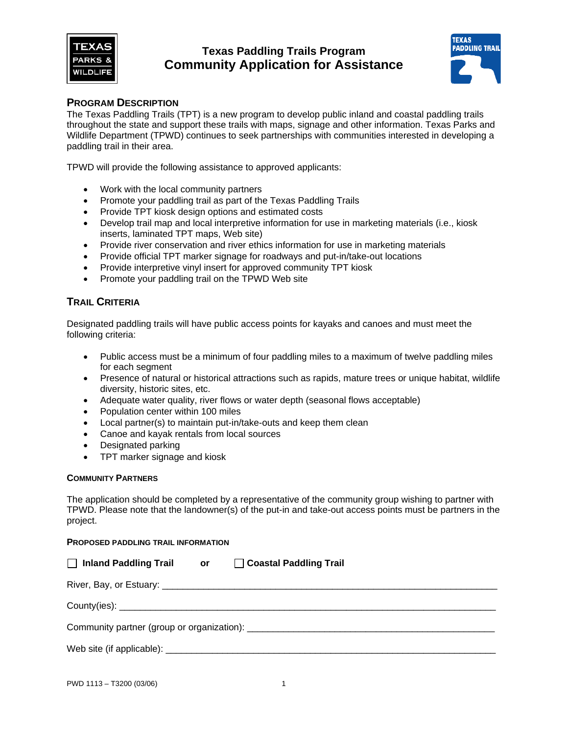# Texas Paddling Trails Program
# Community Application for Assistance

## PROGRAM DESCRIPTION

The Texas Paddling Trails (TPT) is a new program to develop public inland and coastal paddling trails throughout the state and support these trails with maps, signage and other information. Texas Parks and Wildlife Department (TPWD) continues to seek partnerships with communities interested in developing a paddling trail in their area.

TPWD will provide the following assistance to approved applicants:

- Work with the local community partners
- Promote your paddling trail as part of the Texas Paddling Trails
- Provide TPT kiosk design options and estimated costs
- Develop trail map and local interpretive information for use in marketing materials (i.e., kiosk inserts, laminated TPT maps, Web site)
- Provide river conservation and river ethics information for use in marketing materials
- Provide official TPT marker signage for roadways and put-in/take-out locations
- Provide interpretive vinyl insert for approved community TPT kiosk
- Promote your paddling trail on the TPWD Web site

## TRAIL CRITERIA

Designated paddling trails will have public access points for kayaks and canoes and must meet the following criteria:

- Public access must be a minimum of four paddling miles to a maximum of twelve paddling miles for each segment
- Presence of natural or historical attractions such as rapids, mature trees or unique habitat, wildlife diversity, historic sites, etc.
- Adequate water quality, river flows or water depth (seasonal flows acceptable)
- Population center within 100 miles
- Local partner(s) to maintain put-in/take-outs and keep them clean
- Canoe and kayak rentals from local sources
- Designated parking
- TPT marker signage and kiosk

### COMMUNITY PARTNERS

The application should be completed by a representative of the community group wishing to partner with TPWD. Please note that the landowner(s) of the put-in and take-out access points must be partners in the project.

### PROPOSED PADDLING TRAIL INFORMATION

☐ **Inland Paddling Trail** **or** ☐ **Coastal Paddling Trail**

River, Bay, or Estuary: ______________________________________________

County(ies): ______________________________________________

Community partner (group or organization): ______________________________________________

Web site (if applicable): ______________________________________________

PWD 1113 – T3200 (03/06)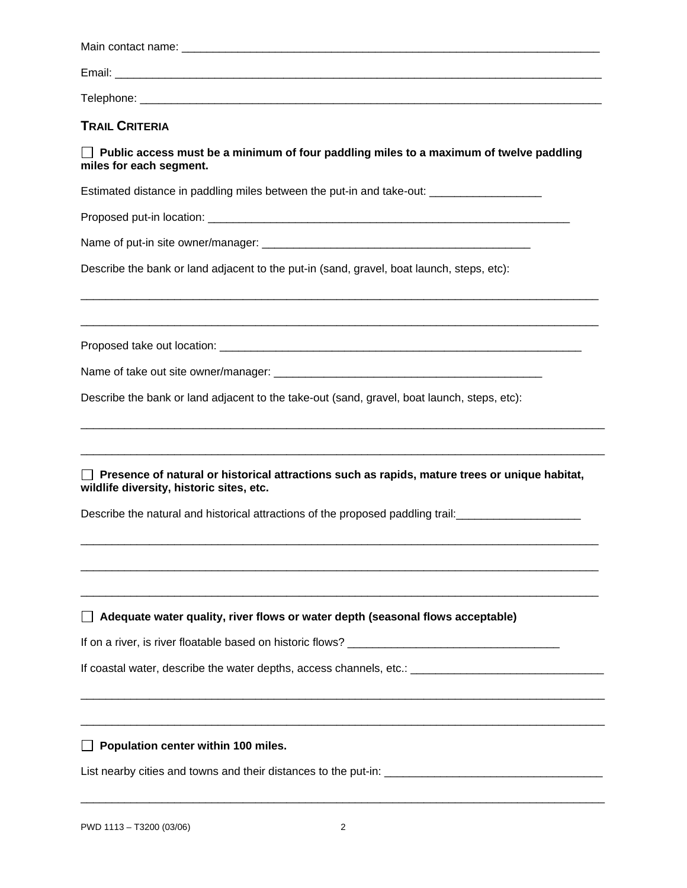Main contact name: _______________________________________________

Email: _______________________________________________

Telephone: _______________________________________________

## TRAIL CRITERIA

☐ **Public access must be a minimum of four paddling miles to a maximum of twelve paddling miles for each segment.**

Estimated distance in paddling miles between the put-in and take-out: __________________

Proposed put-in location: _______________________________________________

Name of put-in site owner/manager: _______________________________________________

Describe the bank or land adjacent to the put-in (sand, gravel, boat launch, steps, etc):

_______________________________________________

_______________________________________________

Proposed take out location: _______________________________________________

Name of take out site owner/manager: _______________________________________________

Describe the bank or land adjacent to the take-out (sand, gravel, boat launch, steps, etc):

_______________________________________________

_______________________________________________

☐ **Presence of natural or historical attractions such as rapids, mature trees or unique habitat, wildlife diversity, historic sites, etc.**

Describe the natural and historical attractions of the proposed paddling trail:____________________

_______________________________________________

_______________________________________________

_______________________________________________

☐ **Adequate water quality, river flows or water depth (seasonal flows acceptable)**

If on a river, is river floatable based on historic flows? __________________________________

If coastal water, describe the water depths, access channels, etc.: _______________________________

_______________________________________________

_______________________________________________

☐ **Population center within 100 miles.**

List nearby cities and towns and their distances to the put-in: __________________________________

_______________________________________________

PWD 1113 – T3200 (03/06)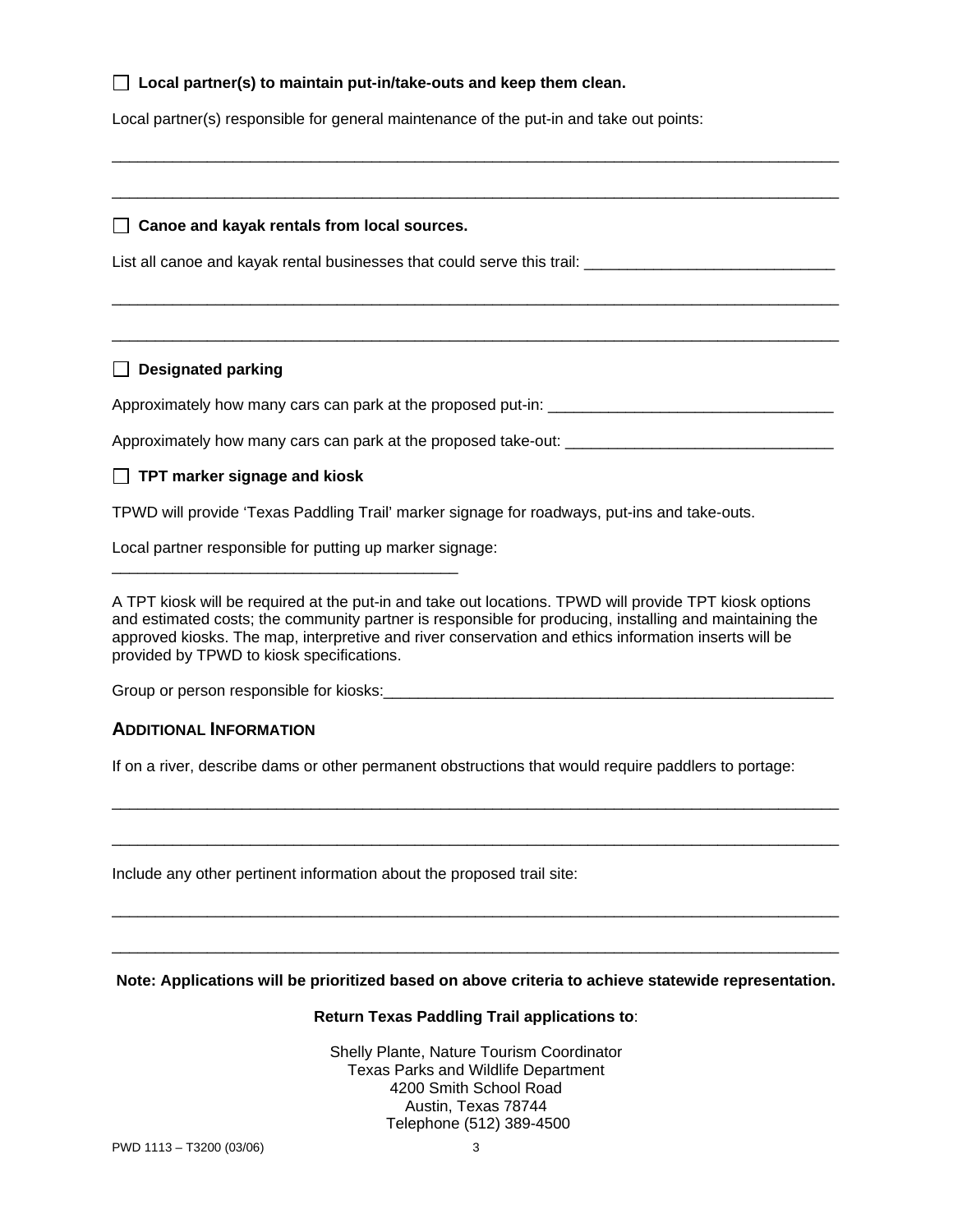☐ **Local partner(s) to maintain put-in/take-outs and keep them clean.**

Local partner(s) responsible for general maintenance of the put-in and take out points:

_______________________________________________________________________________

_______________________________________________________________________________

☐ **Canoe and kayak rentals from local sources.**

List all canoe and kayak rental businesses that could serve this trail: ____________________________

_______________________________________________________________________________

_______________________________________________________________________________

☐ **Designated parking**

Approximately how many cars can park at the proposed put-in: _______________________________

Approximately how many cars can park at the proposed take-out: _____________________________

☐ **TPT marker signage and kiosk**

TPWD will provide 'Texas Paddling Trail' marker signage for roadways, put-ins and take-outs.

Local partner responsible for putting up marker signage:
_______________________________________

A TPT kiosk will be required at the put-in and take out locations. TPWD will provide TPT kiosk options and estimated costs; the community partner is responsible for producing, installing and maintaining the approved kiosks. The map, interpretive and river conservation and ethics information inserts will be provided by TPWD to kiosk specifications.

Group or person responsible for kiosks:_____________________________________________________

## ADDITIONAL INFORMATION

If on a river, describe dams or other permanent obstructions that would require paddlers to portage:

_______________________________________________________________________________

_______________________________________________________________________________

Include any other pertinent information about the proposed trail site:

_______________________________________________________________________________

_______________________________________________________________________________

**Note: Applications will be prioritized based on above criteria to achieve statewide representation.**

**Return Texas Paddling Trail applications to**:

Shelly Plante, Nature Tourism Coordinator
Texas Parks and Wildlife Department
4200 Smith School Road
Austin, Texas 78744
Telephone (512) 389-4500

PWD 1113 – T3200 (03/06)